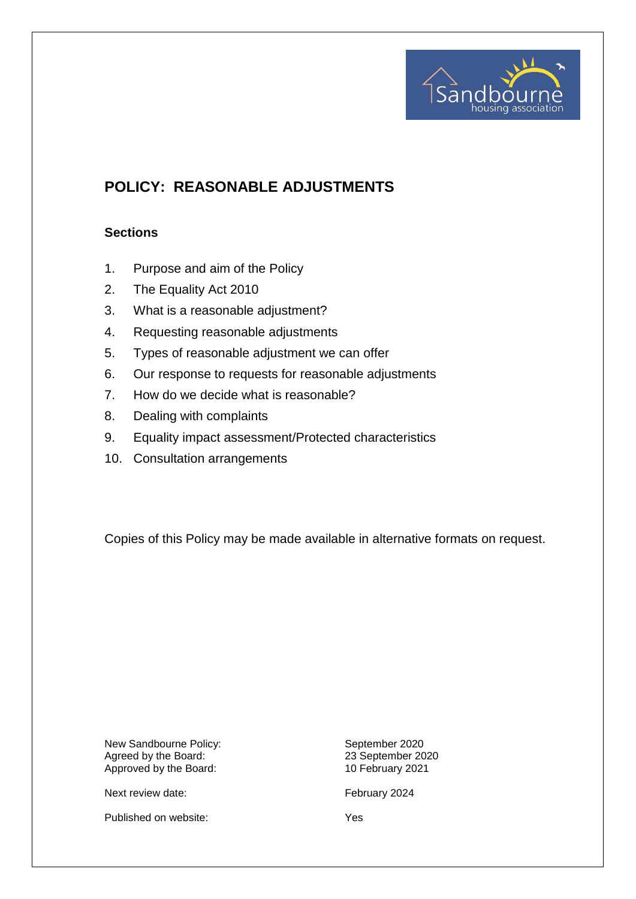# POLICY: REASONABLE ADJUSTMENTS

### Sections

1. Purpose and aim of the Policy
2. The Equality Act 2010
3. What is a reasonable adjustment?
4. Requesting reasonable adjustments
5. Types of reasonable adjustment we can offer
6. Our response to requests for reasonable adjustments
7. How do we decide what is reasonable?
8. Dealing with complaints
9. Equality impact assessment/Protected characteristics
10. Consultation arrangements

Copies of this Policy may be made available in alternative formats on request.

| | |
|---|---|
| New Sandbourne Policy: | September 2020 |
| Agreed by the Board: | 23 September 2020 |
| Approved by the Board: | 10 February 2021 |
| Next review date: | February 2024 |
| Published on website: | Yes |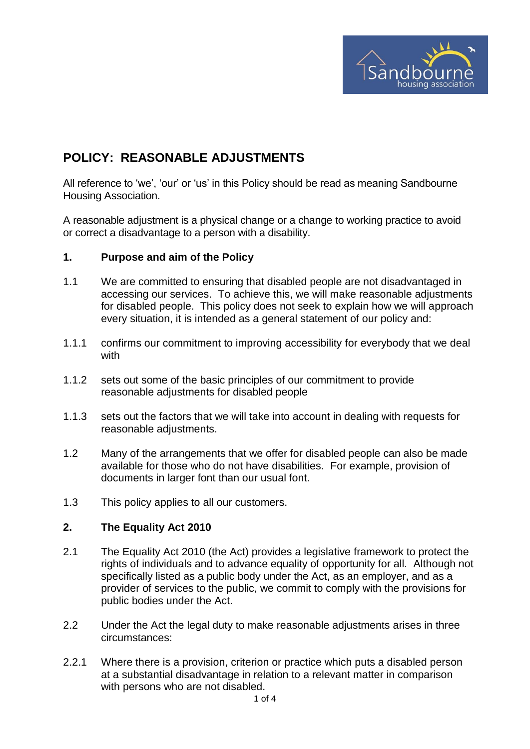# POLICY: REASONABLE ADJUSTMENTS

All reference to 'we', 'our' or 'us' in this Policy should be read as meaning Sandbourne Housing Association.

A reasonable adjustment is a physical change or a change to working practice to avoid or correct a disadvantage to a person with a disability.

## 1. Purpose and aim of the Policy

1.1 We are committed to ensuring that disabled people are not disadvantaged in accessing our services. To achieve this, we will make reasonable adjustments for disabled people. This policy does not seek to explain how we will approach every situation, it is intended as a general statement of our policy and:

1.1.1 confirms our commitment to improving accessibility for everybody that we deal with

1.1.2 sets out some of the basic principles of our commitment to provide reasonable adjustments for disabled people

1.1.3 sets out the factors that we will take into account in dealing with requests for reasonable adjustments.

1.2 Many of the arrangements that we offer for disabled people can also be made available for those who do not have disabilities. For example, provision of documents in larger font than our usual font.

1.3 This policy applies to all our customers.

## 2. The Equality Act 2010

2.1 The Equality Act 2010 (the Act) provides a legislative framework to protect the rights of individuals and to advance equality of opportunity for all. Although not specifically listed as a public body under the Act, as an employer, and as a provider of services to the public, we commit to comply with the provisions for public bodies under the Act.

2.2 Under the Act the legal duty to make reasonable adjustments arises in three circumstances:

2.2.1 Where there is a provision, criterion or practice which puts a disabled person at a substantial disadvantage in relation to a relevant matter in comparison with persons who are not disabled.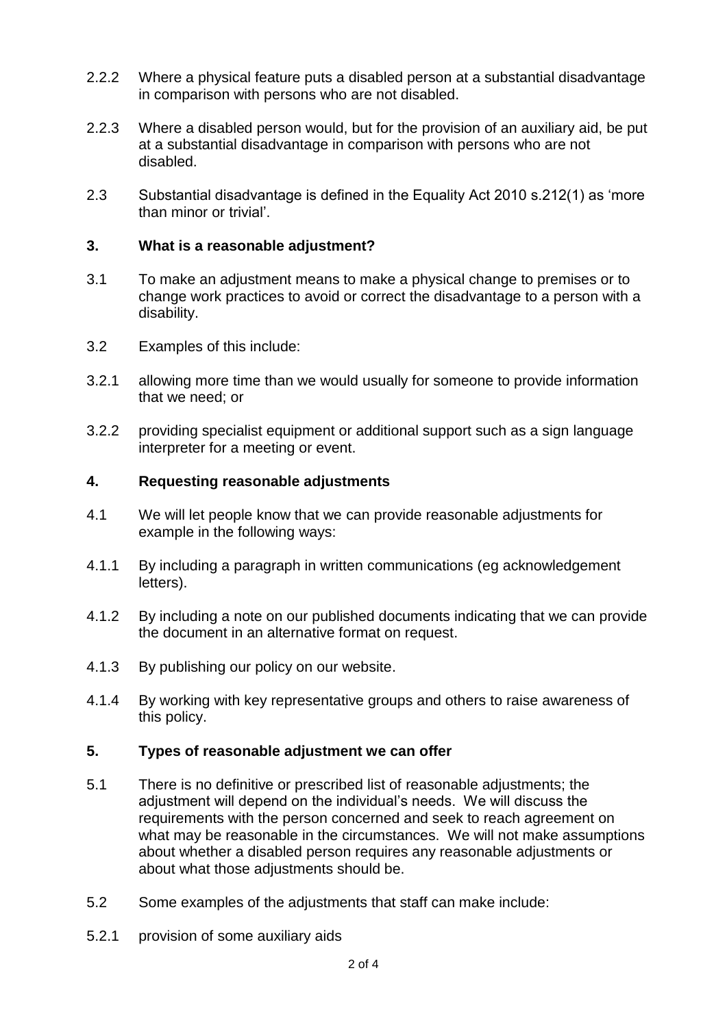2.2.2 Where a physical feature puts a disabled person at a substantial disadvantage in comparison with persons who are not disabled.

2.2.3 Where a disabled person would, but for the provision of an auxiliary aid, be put at a substantial disadvantage in comparison with persons who are not disabled.

2.3 Substantial disadvantage is defined in the Equality Act 2010 s.212(1) as 'more than minor or trivial'.

## 3. What is a reasonable adjustment?

3.1 To make an adjustment means to make a physical change to premises or to change work practices to avoid or correct the disadvantage to a person with a disability.

3.2 Examples of this include:

3.2.1 allowing more time than we would usually for someone to provide information that we need; or

3.2.2 providing specialist equipment or additional support such as a sign language interpreter for a meeting or event.

## 4. Requesting reasonable adjustments

4.1 We will let people know that we can provide reasonable adjustments for example in the following ways:

4.1.1 By including a paragraph in written communications (eg acknowledgement letters).

4.1.2 By including a note on our published documents indicating that we can provide the document in an alternative format on request.

4.1.3 By publishing our policy on our website.

4.1.4 By working with key representative groups and others to raise awareness of this policy.

## 5. Types of reasonable adjustment we can offer

5.1 There is no definitive or prescribed list of reasonable adjustments; the adjustment will depend on the individual's needs. We will discuss the requirements with the person concerned and seek to reach agreement on what may be reasonable in the circumstances. We will not make assumptions about whether a disabled person requires any reasonable adjustments or about what those adjustments should be.

5.2 Some examples of the adjustments that staff can make include:

5.2.1 provision of some auxiliary aids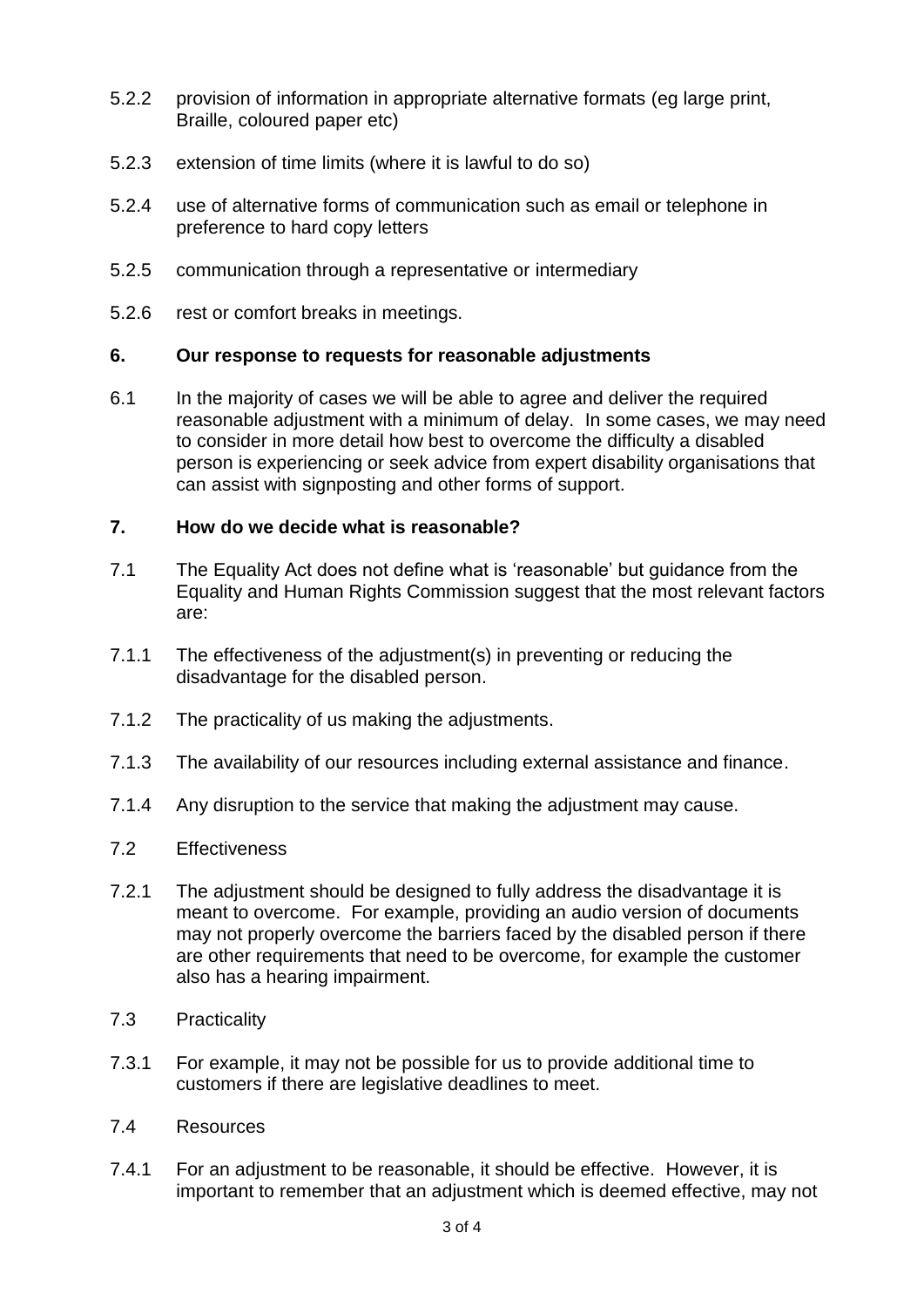5.2.2 provision of information in appropriate alternative formats (eg large print, Braille, coloured paper etc)

5.2.3 extension of time limits (where it is lawful to do so)

5.2.4 use of alternative forms of communication such as email or telephone in preference to hard copy letters

5.2.5 communication through a representative or intermediary

5.2.6 rest or comfort breaks in meetings.

## 6. Our response to requests for reasonable adjustments

6.1 In the majority of cases we will be able to agree and deliver the required reasonable adjustment with a minimum of delay. In some cases, we may need to consider in more detail how best to overcome the difficulty a disabled person is experiencing or seek advice from expert disability organisations that can assist with signposting and other forms of support.

## 7. How do we decide what is reasonable?

7.1 The Equality Act does not define what is 'reasonable' but guidance from the Equality and Human Rights Commission suggest that the most relevant factors are:

7.1.1 The effectiveness of the adjustment(s) in preventing or reducing the disadvantage for the disabled person.

7.1.2 The practicality of us making the adjustments.

7.1.3 The availability of our resources including external assistance and finance.

7.1.4 Any disruption to the service that making the adjustment may cause.

7.2 Effectiveness

7.2.1 The adjustment should be designed to fully address the disadvantage it is meant to overcome. For example, providing an audio version of documents may not properly overcome the barriers faced by the disabled person if there are other requirements that need to be overcome, for example the customer also has a hearing impairment.

7.3 Practicality

7.3.1 For example, it may not be possible for us to provide additional time to customers if there are legislative deadlines to meet.

7.4 Resources

7.4.1 For an adjustment to be reasonable, it should be effective. However, it is important to remember that an adjustment which is deemed effective, may not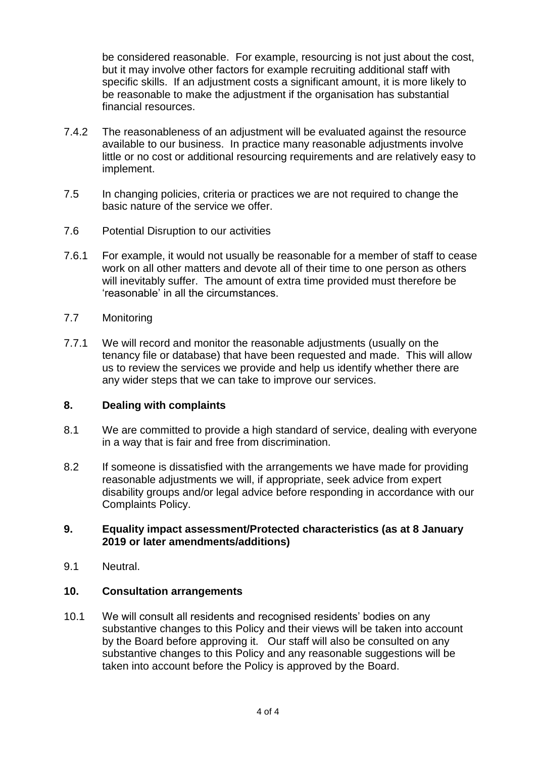be considered reasonable. For example, resourcing is not just about the cost, but it may involve other factors for example recruiting additional staff with specific skills. If an adjustment costs a significant amount, it is more likely to be reasonable to make the adjustment if the organisation has substantial financial resources.

7.4.2 The reasonableness of an adjustment will be evaluated against the resource available to our business. In practice many reasonable adjustments involve little or no cost or additional resourcing requirements and are relatively easy to implement.

7.5 In changing policies, criteria or practices we are not required to change the basic nature of the service we offer.

7.6 Potential Disruption to our activities

7.6.1 For example, it would not usually be reasonable for a member of staff to cease work on all other matters and devote all of their time to one person as others will inevitably suffer. The amount of extra time provided must therefore be 'reasonable' in all the circumstances.

7.7 Monitoring

7.7.1 We will record and monitor the reasonable adjustments (usually on the tenancy file or database) that have been requested and made. This will allow us to review the services we provide and help us identify whether there are any wider steps that we can take to improve our services.

## 8. Dealing with complaints

8.1 We are committed to provide a high standard of service, dealing with everyone in a way that is fair and free from discrimination.

8.2 If someone is dissatisfied with the arrangements we have made for providing reasonable adjustments we will, if appropriate, seek advice from expert disability groups and/or legal advice before responding in accordance with our Complaints Policy.

## 9. Equality impact assessment/Protected characteristics (as at 8 January 2019 or later amendments/additions)

9.1 Neutral.

## 10. Consultation arrangements

10.1 We will consult all residents and recognised residents' bodies on any substantive changes to this Policy and their views will be taken into account by the Board before approving it. Our staff will also be consulted on any substantive changes to this Policy and any reasonable suggestions will be taken into account before the Policy is approved by the Board.